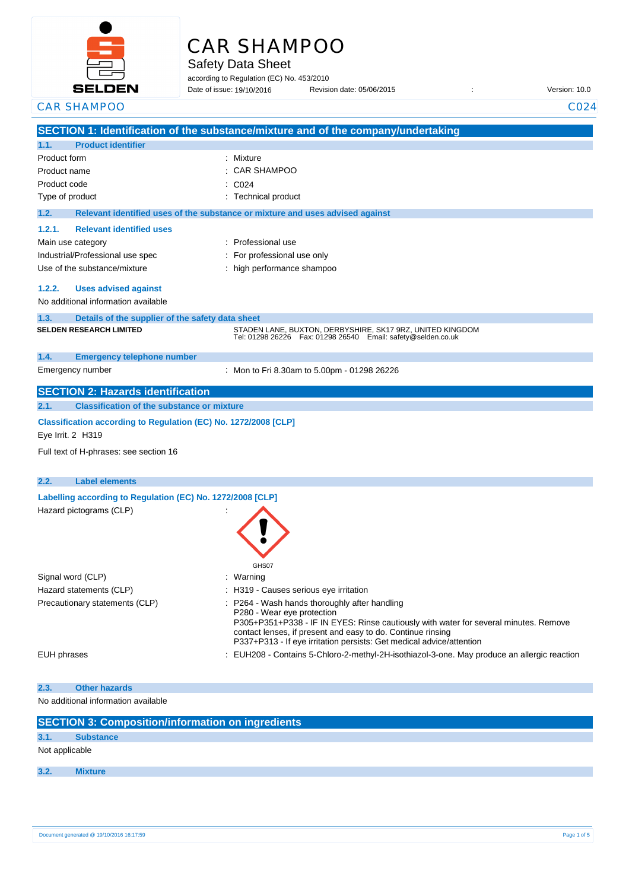# CAR SHAMPOO

Safety Data Sheet

according to Regulation (EC) No. 453/2010

Date of issue: 19/10/2016    Revision date: 05/06/2015    :    Version: 10.0

CAR SHAMPOO    C024

## SECTION 1: Identification of the substance/mixture and of the company/undertaking

### 1.1. Product identifier

| | |
|---|---|
| Product form | : Mixture |
| Product name | : CAR SHAMPOO |
| Product code | : C024 |
| Type of product | : Technical product |

### 1.2. Relevant identified uses of the substance or mixture and uses advised against

#### 1.2.1. Relevant identified uses

| | |
|---|---|
| Main use category | : Professional use |
| Industrial/Professional use spec | : For professional use only |
| Use of the substance/mixture | : high performance shampoo |

#### 1.2.2. Uses advised against

No additional information available

### 1.3. Details of the supplier of the safety data sheet

**SELDEN RESEARCH LIMITED**

STADEN LANE, BUXTON, DERBYSHIRE, SK17 9RZ, UNITED KINGDOM
Tel: 01298 26226    Fax: 01298 26540    Email: safety@selden.co.uk

### 1.4. Emergency telephone number

| | |
|---|---|
| Emergency number | : Mon to Fri 8.30am to 5.00pm - 01298 26226 |

## SECTION 2: Hazards identification

### 2.1. Classification of the substance or mixture

**Classification according to Regulation (EC) No. 1272/2008 [CLP]**

Eye Irrit. 2 H319

Full text of H-phrases: see section 16

### 2.2. Label elements

**Labelling according to Regulation (EC) No. 1272/2008 [CLP]**

Hazard pictograms (CLP) :

GHS07

| | |
|---|---|
| Signal word (CLP) | : Warning |
| Hazard statements (CLP) | : H319 - Causes serious eye irritation |
| Precautionary statements (CLP) | : P264 - Wash hands thoroughly after handling<br>P280 - Wear eye protection<br>P305+P351+P338 - IF IN EYES: Rinse cautiously with water for several minutes. Remove contact lenses, if present and easy to do. Continue rinsing<br>P337+P313 - If eye irritation persists: Get medical advice/attention |
| EUH phrases | : EUH208 - Contains 5-Chloro-2-methyl-2H-isothiazol-3-one. May produce an allergic reaction |

### 2.3. Other hazards

No additional information available

## SECTION 3: Composition/information on ingredients

### 3.1. Substance

Not applicable

### 3.2. Mixture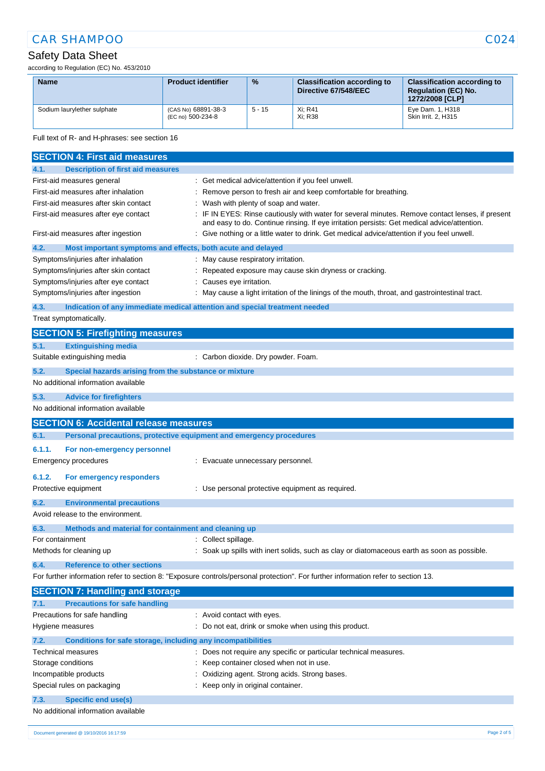| Name | Product identifier | % | Classification according to Directive 67/548/EEC | Classification according to Regulation (EC) No. 1272/2008 [CLP] |
|---|---|---|---|---|
| Sodium laurylether sulphate | (CAS No) 68891-38-3<br>(EC no) 500-234-8 | 5 - 15 | Xi; R41<br>Xi; R38 | Eye Dam. 1, H318<br>Skin Irrit. 2, H315 |

Full text of R- and H-phrases: see section 16

## SECTION 4: First aid measures

### 4.1. Description of first aid measures

First-aid measures general : Get medical advice/attention if you feel unwell.

First-aid measures after inhalation : Remove person to fresh air and keep comfortable for breathing.

First-aid measures after skin contact : Wash with plenty of soap and water.

First-aid measures after eye contact : IF IN EYES: Rinse cautiously with water for several minutes. Remove contact lenses, if present and easy to do. Continue rinsing. If eye irritation persists: Get medical advice/attention.

First-aid measures after ingestion : Give nothing or a little water to drink. Get medical advice/attention if you feel unwell.

### 4.2. Most important symptoms and effects, both acute and delayed

Symptoms/injuries after inhalation : May cause respiratory irritation.

Symptoms/injuries after skin contact : Repeated exposure may cause skin dryness or cracking.

Symptoms/injuries after eye contact : Causes eye irritation.

Symptoms/injuries after ingestion : May cause a light irritation of the linings of the mouth, throat, and gastrointestinal tract.

### 4.3. Indication of any immediate medical attention and special treatment needed

Treat symptomatically.

## SECTION 5: Firefighting measures

### 5.1. Extinguishing media

Suitable extinguishing media : Carbon dioxide. Dry powder. Foam.

### 5.2. Special hazards arising from the substance or mixture

No additional information available

### 5.3. Advice for firefighters

No additional information available

## SECTION 6: Accidental release measures

### 6.1. Personal precautions, protective equipment and emergency procedures

#### 6.1.1. For non-emergency personnel

Emergency procedures : Evacuate unnecessary personnel.

#### 6.1.2. For emergency responders

Protective equipment : Use personal protective equipment as required.

### 6.2. Environmental precautions

Avoid release to the environment.

### 6.3. Methods and material for containment and cleaning up

For containment : Collect spillage.

Methods for cleaning up : Soak up spills with inert solids, such as clay or diatomaceous earth as soon as possible.

### 6.4. Reference to other sections

For further information refer to section 8: "Exposure controls/personal protection". For further information refer to section 13.

## SECTION 7: Handling and storage

### 7.1. Precautions for safe handling

Precautions for safe handling : Avoid contact with eyes.

Hygiene measures : Do not eat, drink or smoke when using this product.

### 7.2. Conditions for safe storage, including any incompatibilities

Technical measures : Does not require any specific or particular technical measures.

Storage conditions : Keep container closed when not in use.

Incompatible products : Oxidizing agent. Strong acids. Strong bases.

Special rules on packaging : Keep only in original container.

### 7.3. Specific end use(s)

No additional information available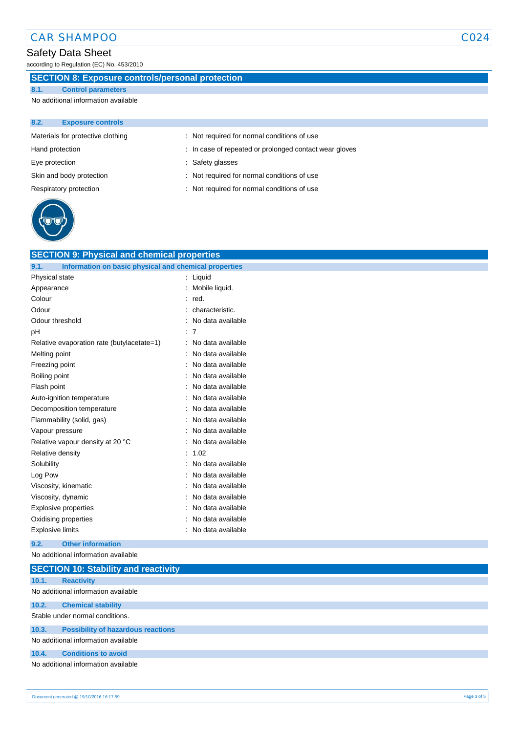## SECTION 8: Exposure controls/personal protection

### 8.1. Control parameters

No additional information available

### 8.2. Exposure controls

| | |
|---|---|
| Materials for protective clothing | : Not required for normal conditions of use |
| Hand protection | : In case of repeated or prolonged contact wear gloves |
| Eye protection | : Safety glasses |
| Skin and body protection | : Not required for normal conditions of use |
| Respiratory protection | : Not required for normal conditions of use |

## SECTION 9: Physical and chemical properties

### 9.1. Information on basic physical and chemical properties

| | |
|---|---|
| Physical state | : Liquid |
| Appearance | : Mobile liquid. |
| Colour | : red. |
| Odour | : characteristic. |
| Odour threshold | : No data available |
| pH | : 7 |
| Relative evaporation rate (butylacetate=1) | : No data available |
| Melting point | : No data available |
| Freezing point | : No data available |
| Boiling point | : No data available |
| Flash point | : No data available |
| Auto-ignition temperature | : No data available |
| Decomposition temperature | : No data available |
| Flammability (solid, gas) | : No data available |
| Vapour pressure | : No data available |
| Relative vapour density at 20 °C | : No data available |
| Relative density | : 1.02 |
| Solubility | : No data available |
| Log Pow | : No data available |
| Viscosity, kinematic | : No data available |
| Viscosity, dynamic | : No data available |
| Explosive properties | : No data available |
| Oxidising properties | : No data available |
| Explosive limits | : No data available |

### 9.2. Other information

No additional information available

## SECTION 10: Stability and reactivity

### 10.1. Reactivity

No additional information available

### 10.2. Chemical stability

Stable under normal conditions.

### 10.3. Possibility of hazardous reactions

No additional information available

### 10.4. Conditions to avoid

No additional information available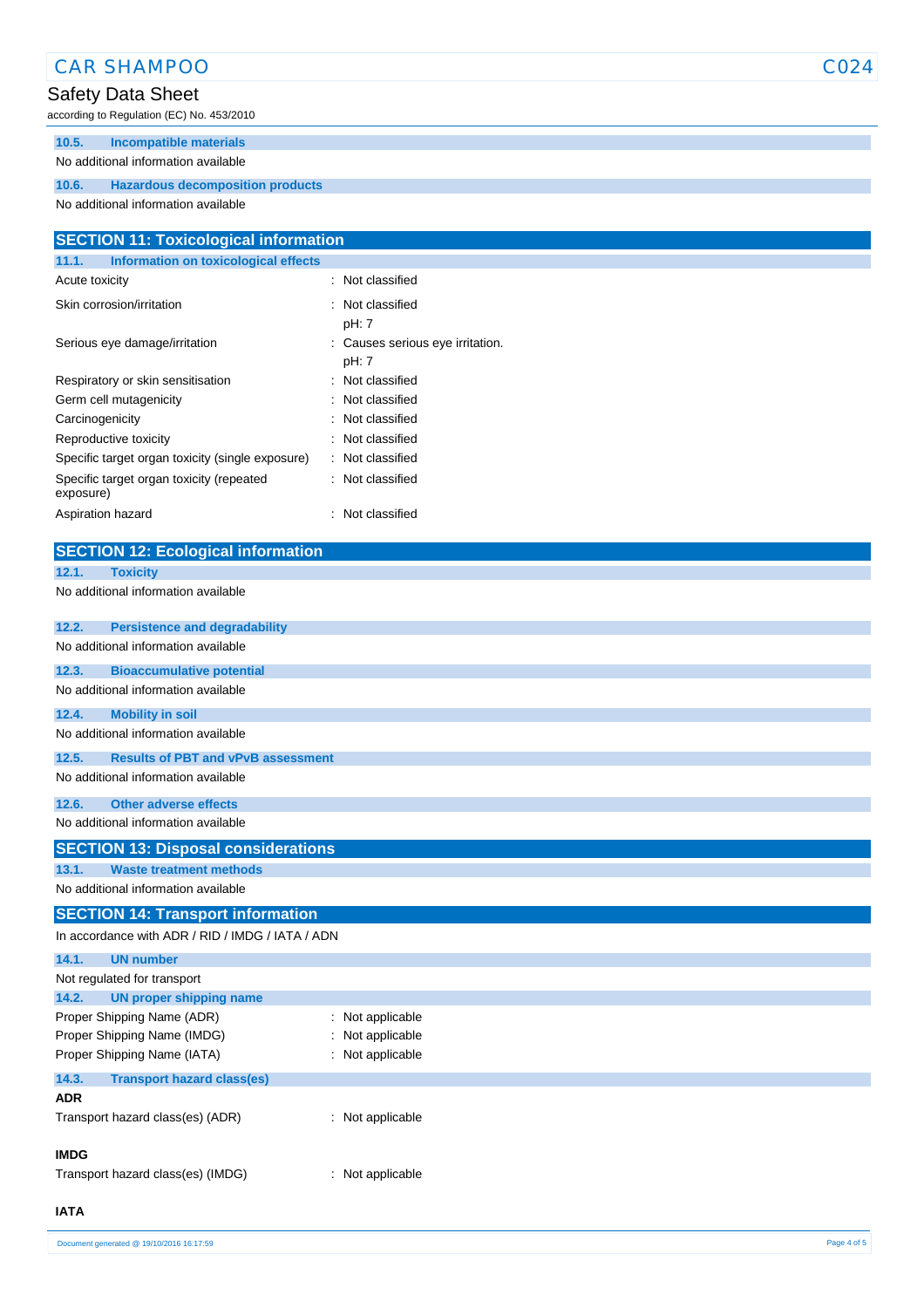### 10.5. Incompatible materials

No additional information available

### 10.6. Hazardous decomposition products

No additional information available

## SECTION 11: Toxicological information

### 11.1. Information on toxicological effects

| | |
|---|---|
| Acute toxicity | : Not classified |
| Skin corrosion/irritation | : Not classified<br>pH: 7 |
| Serious eye damage/irritation | : Causes serious eye irritation.<br>pH: 7 |
| Respiratory or skin sensitisation | : Not classified |
| Germ cell mutagenicity | : Not classified |
| Carcinogenicity | : Not classified |
| Reproductive toxicity | : Not classified |
| Specific target organ toxicity (single exposure) | : Not classified |
| Specific target organ toxicity (repeated exposure) | : Not classified |
| Aspiration hazard | : Not classified |

## SECTION 12: Ecological information

### 12.1. Toxicity

No additional information available

### 12.2. Persistence and degradability

No additional information available

### 12.3. Bioaccumulative potential

No additional information available

### 12.4. Mobility in soil

No additional information available

### 12.5. Results of PBT and vPvB assessment

No additional information available

### 12.6. Other adverse effects

No additional information available

## SECTION 13: Disposal considerations

### 13.1. Waste treatment methods

No additional information available

## SECTION 14: Transport information

In accordance with ADR / RID / IMDG / IATA / ADN

### 14.1. UN number

Not regulated for transport

### 14.2. UN proper shipping name

| | |
|---|---|
| Proper Shipping Name (ADR) | : Not applicable |
| Proper Shipping Name (IMDG) | : Not applicable |
| Proper Shipping Name (IATA) | : Not applicable |

### 14.3. Transport hazard class(es)

**ADR**

Transport hazard class(es) (ADR) : Not applicable

**IMDG**

Transport hazard class(es) (IMDG) : Not applicable

**IATA**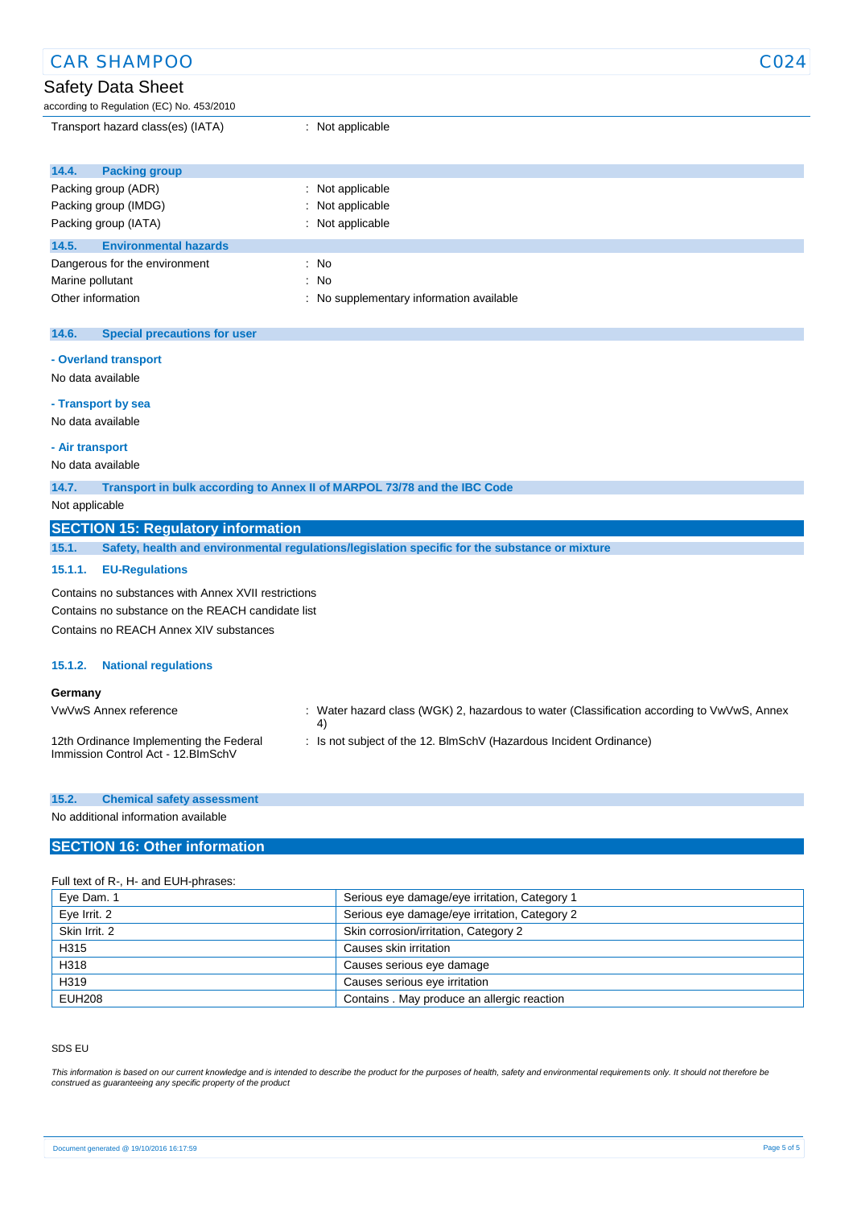Transport hazard class(es) (IATA) : Not applicable

### 14.4. Packing group

Packing group (ADR) : Not applicable
Packing group (IMDG) : Not applicable
Packing group (IATA) : Not applicable

### 14.5. Environmental hazards

Dangerous for the environment : No
Marine pollutant : No
Other information : No supplementary information available

### 14.6. Special precautions for user

**- Overland transport**

No data available

**- Transport by sea**

No data available

**- Air transport**

No data available

### 14.7. Transport in bulk according to Annex II of MARPOL 73/78 and the IBC Code

Not applicable

## SECTION 15: Regulatory information

### 15.1. Safety, health and environmental regulations/legislation specific for the substance or mixture

#### 15.1.1. EU-Regulations

Contains no substances with Annex XVII restrictions
Contains no substance on the REACH candidate list
Contains no REACH Annex XIV substances

#### 15.1.2. National regulations

**Germany**

VwVwS Annex reference : Water hazard class (WGK) 2, hazardous to water (Classification according to VwVwS, Annex 4)

12th Ordinance Implementing the Federal Immission Control Act - 12.BImSchV : Is not subject of the 12. BlmSchV (Hazardous Incident Ordinance)

### 15.2. Chemical safety assessment

No additional information available

## SECTION 16: Other information

Full text of R-, H- and EUH-phrases:

| | |
|---|---|
| Eye Dam. 1 | Serious eye damage/eye irritation, Category 1 |
| Eye Irrit. 2 | Serious eye damage/eye irritation, Category 2 |
| Skin Irrit. 2 | Skin corrosion/irritation, Category 2 |
| H315 | Causes skin irritation |
| H318 | Causes serious eye damage |
| H319 | Causes serious eye irritation |
| EUH208 | Contains . May produce an allergic reaction |

SDS EU

*This information is based on our current knowledge and is intended to describe the product for the purposes of health, safety and environmental requirements only. It should not therefore be construed as guaranteeing any specific property of the product*